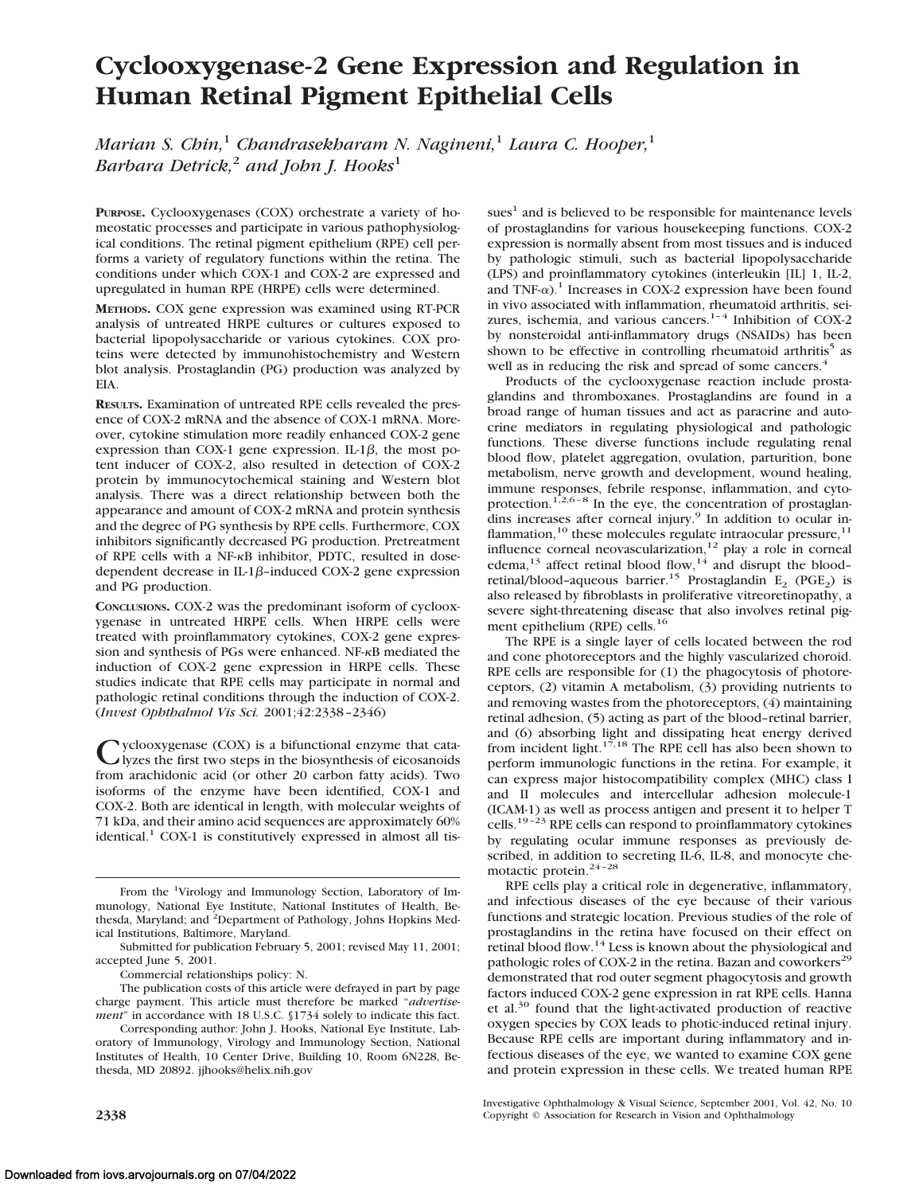# Cyclooxygenase-2 Gene Expression and Regulation in Human Retinal Pigment Epithelial Cells

*Marian S. Chin,[1] Chandrasekharam N. Nagineni,[1] Laura C. Hooper,[1] Barbara Detrick,[2] and John J. Hooks[1]*

**PURPOSE.** Cyclooxygenases (COX) orchestrate a variety of homeostatic processes and participate in various pathophysiological conditions. The retinal pigment epithelium (RPE) cell performs a variety of regulatory functions within the retina. The conditions under which COX-1 and COX-2 are expressed and upregulated in human RPE (HRPE) cells were determined.

**METHODS.** COX gene expression was examined using RT-PCR analysis of untreated HRPE cultures or cultures exposed to bacterial lipopolysaccharide or various cytokines. COX proteins were detected by immunohistochemistry and Western blot analysis. Prostaglandin (PG) production was analyzed by EIA.

**RESULTS.** Examination of untreated RPE cells revealed the presence of COX-2 mRNA and the absence of COX-1 mRNA. Moreover, cytokine stimulation more readily enhanced COX-2 gene expression than COX-1 gene expression. IL-1$\beta$, the most potent inducer of COX-2, also resulted in detection of COX-2 protein by immunocytochemical staining and Western blot analysis. There was a direct relationship between both the appearance and amount of COX-2 mRNA and protein synthesis and the degree of PG synthesis by RPE cells. Furthermore, COX inhibitors significantly decreased PG production. Pretreatment of RPE cells with a NF-$\kappa$B inhibitor, PDTC, resulted in dose-dependent decrease in IL-1$\beta$–induced COX-2 gene expression and PG production.

**CONCLUSIONS.** COX-2 was the predominant isoform of cyclooxygenase in untreated HRPE cells. When HRPE cells were treated with proinflammatory cytokines, COX-2 gene expression and synthesis of PGs were enhanced. NF-$\kappa$B mediated the induction of COX-2 gene expression in HRPE cells. These studies indicate that RPE cells may participate in normal and pathologic retinal conditions through the induction of COX-2. (*Invest Ophthalmol Vis Sci.* 2001;42:2338–2346)

Cyclooxygenase (COX) is a bifunctional enzyme that catalyzes the first two steps in the biosynthesis of eicosanoids from arachidonic acid (or other 20 carbon fatty acids). Two isoforms of the enzyme have been identified, COX-1 and COX-2. Both are identical in length, with molecular weights of 71 kDa, and their amino acid sequences are approximately 60% identical.[1] COX-1 is constitutively expressed in almost all tissues[1] and is believed to be responsible for maintenance levels of prostaglandins for various housekeeping functions. COX-2 expression is normally absent from most tissues and is induced by pathologic stimuli, such as bacterial lipopolysaccharide (LPS) and proinflammatory cytokines (interleukin [IL] 1, IL-2, and TNF-$\alpha$).[1] Increases in COX-2 expression have been found in vivo associated with inflammation, rheumatoid arthritis, seizures, ischemia, and various cancers.[1–4] Inhibition of COX-2 by nonsteroidal anti-inflammatory drugs (NSAIDs) has been shown to be effective in controlling rheumatoid arthritis[5] as well as in reducing the risk and spread of some cancers.[4]

Products of the cyclooxygenase reaction include prostaglandins and thromboxanes. Prostaglandins are found in a broad range of human tissues and act as paracrine and autocrine mediators in regulating physiological and pathologic functions. These diverse functions include regulating renal blood flow, platelet aggregation, ovulation, parturition, bone metabolism, nerve growth and development, wound healing, immune responses, febrile response, inflammation, and cytoprotection.[1,2,6–8] In the eye, the concentration of prostaglandins increases after corneal injury.[9] In addition to ocular inflammation,[10] these molecules regulate intraocular pressure,[11] influence corneal neovascularization,[12] play a role in corneal edema,[13] affect retinal blood flow,[14] and disrupt the blood–retinal/blood–aqueous barrier.[15] Prostaglandin $E_2$ ($PGE_2$) is also released by fibroblasts in proliferative vitreoretinopathy, a severe sight-threatening disease that also involves retinal pigment epithelium (RPE) cells.[16]

The RPE is a single layer of cells located between the rod and cone photoreceptors and the highly vascularized choroid. RPE cells are responsible for (1) the phagocytosis of photoreceptors, (2) vitamin A metabolism, (3) providing nutrients to and removing wastes from the photoreceptors, (4) maintaining retinal adhesion, (5) acting as part of the blood–retinal barrier, and (6) absorbing light and dissipating heat energy derived from incident light.[17,18] The RPE cell has also been shown to perform immunologic functions in the retina. For example, it can express major histocompatibility complex (MHC) class I and II molecules and intercellular adhesion molecule-1 (ICAM-1) as well as process antigen and present it to helper T cells.[19–23] RPE cells can respond to proinflammatory cytokines by regulating ocular immune responses as previously described, in addition to secreting IL-6, IL-8, and monocyte chemotactic protein.[24–28]

RPE cells play a critical role in degenerative, inflammatory, and infectious diseases of the eye because of their various functions and strategic location. Previous studies of the role of prostaglandins in the retina have focused on their effect on retinal blood flow.[14] Less is known about the physiological and pathologic roles of COX-2 in the retina. Bazan and coworkers[29] demonstrated that rod outer segment phagocytosis and growth factors induced COX-2 gene expression in rat RPE cells. Hanna et al.[30] found that the light-activated production of reactive oxygen species by COX leads to photic-induced retinal injury. Because RPE cells are important during inflammatory and infectious diseases of the eye, we wanted to examine COX gene and protein expression in these cells. We treated human RPE

From the [1]Virology and Immunology Section, Laboratory of Immunology, National Eye Institute, National Institutes of Health, Bethesda, Maryland; and [2]Department of Pathology, Johns Hopkins Medical Institutions, Baltimore, Maryland.

Submitted for publication February 5, 2001; revised May 11, 2001; accepted June 5, 2001.

Commercial relationships policy: N.

The publication costs of this article were defrayed in part by page charge payment. This article must therefore be marked "*advertisement*" in accordance with 18 U.S.C. §1734 solely to indicate this fact.

Corresponding author: John J. Hooks, National Eye Institute, Laboratory of Immunology, Virology and Immunology Section, National Institutes of Health, 10 Center Drive, Building 10, Room 6N228, Bethesda, MD 20892. jjhooks@helix.nih.gov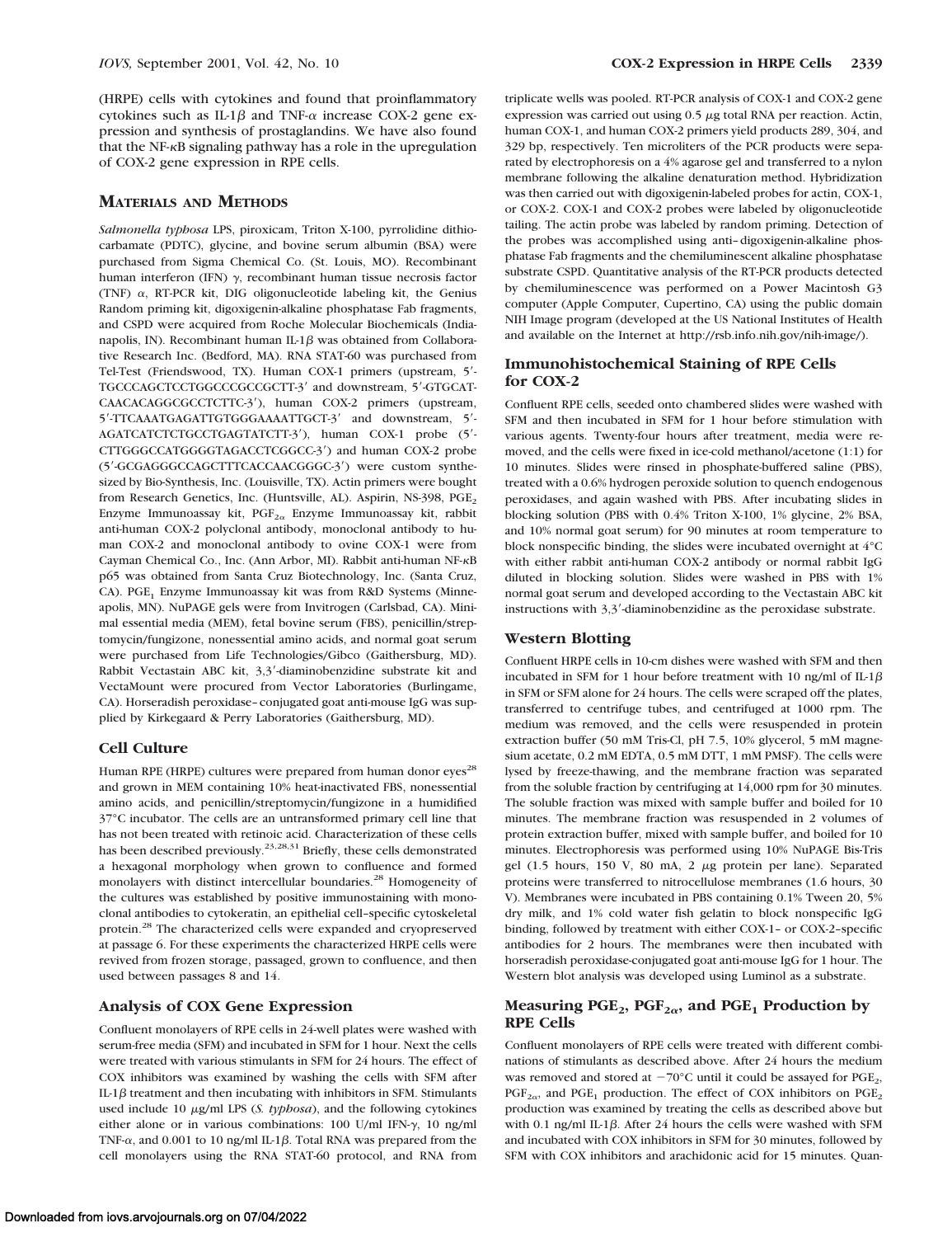(HRPE) cells with cytokines and found that proinflammatory cytokines such as IL-1$\beta$ and TNF-$\alpha$ increase COX-2 gene expression and synthesis of prostaglandins. We have also found that the NF-$\kappa$B signaling pathway has a role in the upregulation of COX-2 gene expression in RPE cells.

## MATERIALS AND METHODS

*Salmonella typhosa* LPS, piroxicam, Triton X-100, pyrrolidine dithiocarbamate (PDTC), glycine, and bovine serum albumin (BSA) were purchased from Sigma Chemical Co. (St. Louis, MO). Recombinant human interferon (IFN) $\gamma$, recombinant human tissue necrosis factor (TNF) $\alpha$, RT-PCR kit, DIG oligonucleotide labeling kit, the Genius Random priming kit, digoxigenin-alkaline phosphatase Fab fragments, and CSPD were acquired from Roche Molecular Biochemicals (Indianapolis, IN). Recombinant human IL-1$\beta$ was obtained from Collaborative Research Inc. (Bedford, MA). RNA STAT-60 was purchased from Tel-Test (Friendswood, TX). Human COX-1 primers (upstream, 5′-TGCCCAGCTCCTGGCCCGCCGCTT-3′ and downstream, 5′-GTGCATCAACACAGGCGCCTCTTC-3′), human COX-2 primers (upstream, 5′-TTCAAATGAGATTGTGGGAAAATTGCT-3′ and downstream, 5′-AGATCATCTCTGCCTGAGTATCTT-3′), human COX-1 probe (5′-CTTGGGCCATGGGGTAGACCTCGGCC-3′) and human COX-2 probe (5′-GCGAGGGCCAGCTTTCACCAACGGGC-3′) were custom synthesized by Bio-Synthesis, Inc. (Louisville, TX). Actin primers were bought from Research Genetics, Inc. (Huntsville, AL). Aspirin, NS-398, $PGE_2$ Enzyme Immunoassay kit, $PGF_{2\alpha}$ Enzyme Immunoassay kit, rabbit anti-human COX-2 polyclonal antibody, monoclonal antibody to human COX-2 and monoclonal antibody to ovine COX-1 were from Cayman Chemical Co., Inc. (Ann Arbor, MI). Rabbit anti-human NF-$\kappa$B p65 was obtained from Santa Cruz Biotechnology, Inc. (Santa Cruz, CA). $PGE_1$ Enzyme Immunoassay kit was from R&D Systems (Minneapolis, MN). NuPAGE gels were from Invitrogen (Carlsbad, CA). Minimal essential media (MEM), fetal bovine serum (FBS), penicillin/streptomycin/fungizone, nonessential amino acids, and normal goat serum were purchased from Life Technologies/Gibco (Gaithersburg, MD). Rabbit Vectastain ABC kit, 3,3′-diaminobenzidine substrate kit and VectaMount were procured from Vector Laboratories (Burlingame, CA). Horseradish peroxidase–conjugated goat anti-mouse IgG was supplied by Kirkegaard & Perry Laboratories (Gaithersburg, MD).

### Cell Culture

Human RPE (HRPE) cultures were prepared from human donor eyes[28] and grown in MEM containing 10% heat-inactivated FBS, nonessential amino acids, and penicillin/streptomycin/fungizone in a humidified 37°C incubator. The cells are an untransformed primary cell line that has not been treated with retinoic acid. Characterization of these cells has been described previously.[23,28,31] Briefly, these cells demonstrated a hexagonal morphology when grown to confluence and formed monolayers with distinct intercellular boundaries.[28] Homogeneity of the cultures was established by positive immunostaining with monoclonal antibodies to cytokeratin, an epithelial cell–specific cytoskeletal protein.[28] The characterized cells were expanded and cryopreserved at passage 6. For these experiments the characterized HRPE cells were revived from frozen storage, passaged, grown to confluence, and then used between passages 8 and 14.

### Analysis of COX Gene Expression

Confluent monolayers of RPE cells in 24-well plates were washed with serum-free media (SFM) and incubated in SFM for 1 hour. Next the cells were treated with various stimulants in SFM for 24 hours. The effect of COX inhibitors was examined by washing the cells with SFM after IL-1$\beta$ treatment and then incubating with inhibitors in SFM. Stimulants used include 10 $\mu$g/ml LPS (*S. typhosa*), and the following cytokines either alone or in various combinations: 100 U/ml IFN-$\gamma$, 10 ng/ml TNF-$\alpha$, and 0.001 to 10 ng/ml IL-1$\beta$. Total RNA was prepared from the cell monolayers using the RNA STAT-60 protocol, and RNA from triplicate wells was pooled. RT-PCR analysis of COX-1 and COX-2 gene expression was carried out using 0.5 $\mu$g total RNA per reaction. Actin, human COX-1, and human COX-2 primers yield products 289, 304, and 329 bp, respectively. Ten microliters of the PCR products were separated by electrophoresis on a 4% agarose gel and transferred to a nylon membrane following the alkaline denaturation method. Hybridization was then carried out with digoxigenin-labeled probes for actin, COX-1, or COX-2. COX-1 and COX-2 probes were labeled by oligonucleotide tailing. The actin probe was labeled by random priming. Detection of the probes was accomplished using anti–digoxigenin-alkaline phosphatase Fab fragments and the chemiluminescent alkaline phosphatase substrate CSPD. Quantitative analysis of the RT-PCR products detected by chemiluminescence was performed on a Power Macintosh G3 computer (Apple Computer, Cupertino, CA) using the public domain NIH Image program (developed at the US National Institutes of Health and available on the Internet at http://rsb.info.nih.gov/nih-image/).

### Immunohistochemical Staining of RPE Cells for COX-2

Confluent RPE cells, seeded onto chambered slides were washed with SFM and then incubated in SFM for 1 hour before stimulation with various agents. Twenty-four hours after treatment, media were removed, and the cells were fixed in ice-cold methanol/acetone (1:1) for 10 minutes. Slides were rinsed in phosphate-buffered saline (PBS), treated with a 0.6% hydrogen peroxide solution to quench endogenous peroxidases, and again washed with PBS. After incubating slides in blocking solution (PBS with 0.4% Triton X-100, 1% glycine, 2% BSA, and 10% normal goat serum) for 90 minutes at room temperature to block nonspecific binding, the slides were incubated overnight at 4°C with either rabbit anti-human COX-2 antibody or normal rabbit IgG diluted in blocking solution. Slides were washed in PBS with 1% normal goat serum and developed according to the Vectastain ABC kit instructions with 3,3′-diaminobenzidine as the peroxidase substrate.

### Western Blotting

Confluent HRPE cells in 10-cm dishes were washed with SFM and then incubated in SFM for 1 hour before treatment with 10 ng/ml of IL-1$\beta$ in SFM or SFM alone for 24 hours. The cells were scraped off the plates, transferred to centrifuge tubes, and centrifuged at 1000 rpm. The medium was removed, and the cells were resuspended in protein extraction buffer (50 mM Tris-Cl, pH 7.5, 10% glycerol, 5 mM magnesium acetate, 0.2 mM EDTA, 0.5 mM DTT, 1 mM PMSF). The cells were lysed by freeze-thawing, and the membrane fraction was separated from the soluble fraction by centrifuging at 14,000 rpm for 30 minutes. The soluble fraction was mixed with sample buffer and boiled for 10 minutes. The membrane fraction was resuspended in 2 volumes of protein extraction buffer, mixed with sample buffer, and boiled for 10 minutes. Electrophoresis was performed using 10% NuPAGE Bis-Tris gel (1.5 hours, 150 V, 80 mA, 2 $\mu$g protein per lane). Separated proteins were transferred to nitrocellulose membranes (1.6 hours, 30 V). Membranes were incubated in PBS containing 0.1% Tween 20, 5% dry milk, and 1% cold water fish gelatin to block nonspecific IgG binding, followed by treatment with either COX-1– or COX-2–specific antibodies for 2 hours. The membranes were then incubated with horseradish peroxidase-conjugated goat anti-mouse IgG for 1 hour. The Western blot analysis was developed using Luminol as a substrate.

### Measuring $PGE_2$, $PGF_{2\alpha}$, and $PGE_1$ Production by RPE Cells

Confluent monolayers of RPE cells were treated with different combinations of stimulants as described above. After 24 hours the medium was removed and stored at −70°C until it could be assayed for $PGE_2$, $PGF_{2\alpha}$, and $PGE_1$ production. The effect of COX inhibitors on $PGE_2$ production was examined by treating the cells as described above but with 0.1 ng/ml IL-1$\beta$. After 24 hours the cells were washed with SFM and incubated with COX inhibitors in SFM for 30 minutes, followed by SFM with COX inhibitors and arachidonic acid for 15 minutes. Quan-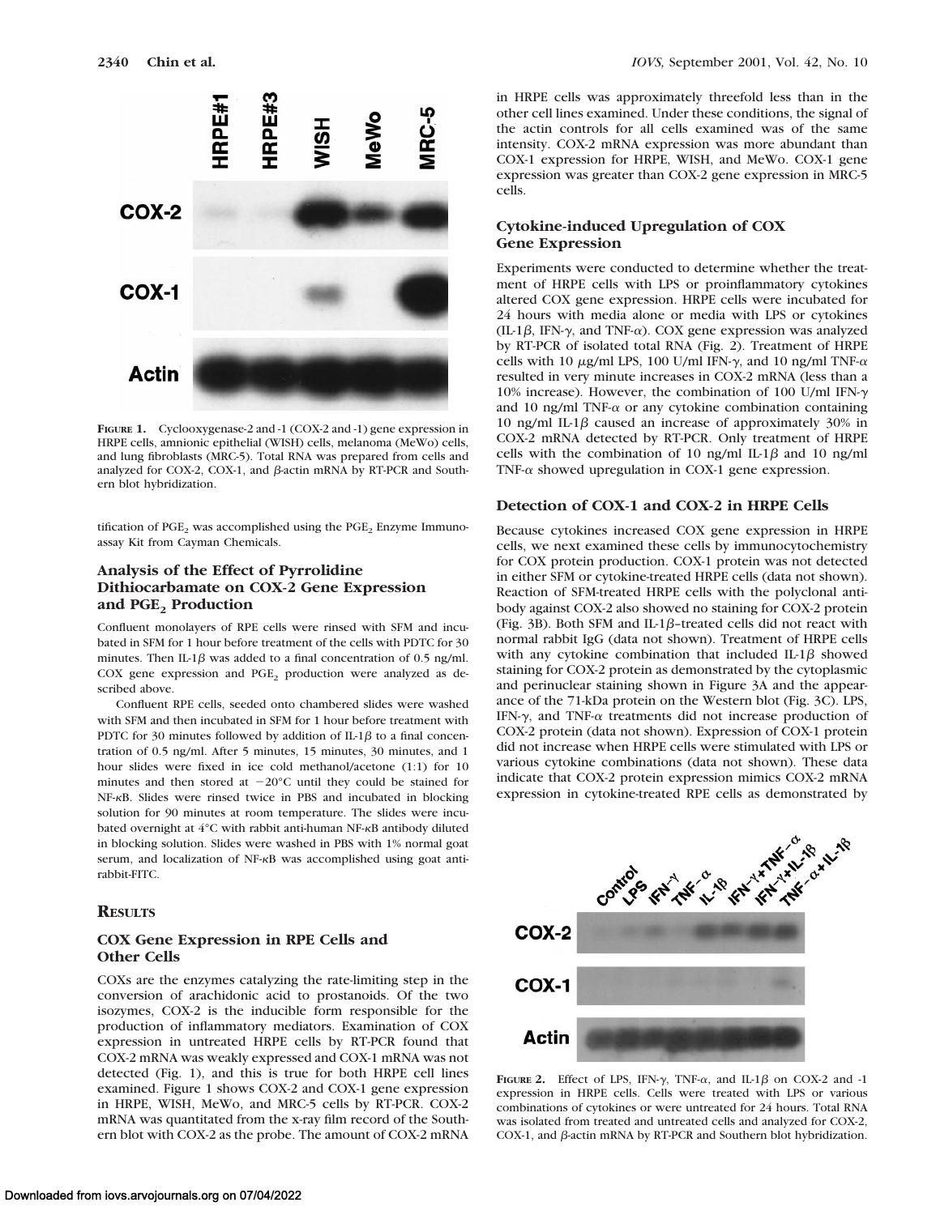HRPE#1
HRPE#3
WISH
MeWo
MRC-5

COX-2

COX-1

Actin

**FIGURE 1.** Cyclooxygenase-2 and -1 (COX-2 and -1) gene expression in HRPE cells, amnionic epithelial (WISH) cells, melanoma (MeWo) cells, and lung fibroblasts (MRC-5). Total RNA was prepared from cells and analyzed for COX-2, COX-1, and β-actin mRNA by RT-PCR and Southern blot hybridization.

tification of $PGE_2$ was accomplished using the $PGE_2$ Enzyme Immunoassay Kit from Cayman Chemicals.

### Analysis of the Effect of Pyrrolidine Dithiocarbamate on COX-2 Gene Expression and $PGE_2$ Production

Confluent monolayers of RPE cells were rinsed with SFM and incubated in SFM for 1 hour before treatment of the cells with PDTC for 30 minutes. Then IL-1β was added to a final concentration of 0.5 ng/ml. COX gene expression and $PGE_2$ production were analyzed as described above.

Confluent RPE cells, seeded onto chambered slides were washed with SFM and then incubated in SFM for 1 hour before treatment with PDTC for 30 minutes followed by addition of IL-1β to a final concentration of 0.5 ng/ml. After 5 minutes, 15 minutes, 30 minutes, and 1 hour slides were fixed in ice cold methanol/acetone (1:1) for 10 minutes and then stored at −20°C until they could be stained for NF-κB. Slides were rinsed twice in PBS and incubated in blocking solution for 90 minutes at room temperature. The slides were incubated overnight at 4°C with rabbit anti-human NF-κB antibody diluted in blocking solution. Slides were washed in PBS with 1% normal goat serum, and localization of NF-κB was accomplished using goat anti-rabbit-FITC.

## RESULTS

### COX Gene Expression in RPE Cells and Other Cells

COXs are the enzymes catalyzing the rate-limiting step in the conversion of arachidonic acid to prostanoids. Of the two isozymes, COX-2 is the inducible form responsible for the production of inflammatory mediators. Examination of COX expression in untreated HRPE cells by RT-PCR found that COX-2 mRNA was weakly expressed and COX-1 mRNA was not detected (Fig. 1), and this is true for both HRPE cell lines examined. Figure 1 shows COX-2 and COX-1 gene expression in HRPE, WISH, MeWo, and MRC-5 cells by RT-PCR. COX-2 mRNA was quantitated from the x-ray film record of the Southern blot with COX-2 as the probe. The amount of COX-2 mRNA in HRPE cells was approximately threefold less than in the other cell lines examined. Under these conditions, the signal of the actin controls for all cells examined was of the same intensity. COX-2 mRNA expression was more abundant than COX-1 expression for HRPE, WISH, and MeWo. COX-1 gene expression was greater than COX-2 gene expression in MRC-5 cells.

### Cytokine-induced Upregulation of COX Gene Expression

Experiments were conducted to determine whether the treatment of HRPE cells with LPS or proinflammatory cytokines altered COX gene expression. HRPE cells were incubated for 24 hours with media alone or media with LPS or cytokines (IL-1β, IFN-γ, and TNF-α). COX gene expression was analyzed by RT-PCR of isolated total RNA (Fig. 2). Treatment of HRPE cells with 10 μg/ml LPS, 100 U/ml IFN-γ, and 10 ng/ml TNF-α resulted in very minute increases in COX-2 mRNA (less than a 10% increase). However, the combination of 100 U/ml IFN-γ and 10 ng/ml TNF-α or any cytokine combination containing 10 ng/ml IL-1β caused an increase of approximately 30% in COX-2 mRNA detected by RT-PCR. Only treatment of HRPE cells with the combination of 10 ng/ml IL-1β and 10 ng/ml TNF-α showed upregulation in COX-1 gene expression.

### Detection of COX-1 and COX-2 in HRPE Cells

Because cytokines increased COX gene expression in HRPE cells, we next examined these cells by immunocytochemistry for COX protein production. COX-1 protein was not detected in either SFM or cytokine-treated HRPE cells (data not shown). Reaction of SFM-treated HRPE cells with the polyclonal antibody against COX-2 also showed no staining for COX-2 protein (Fig. 3B). Both SFM and IL-1β–treated cells did not react with normal rabbit IgG (data not shown). Treatment of HRPE cells with any cytokine combination that included IL-1β showed staining for COX-2 protein as demonstrated by the cytoplasmic and perinuclear staining shown in Figure 3A and the appearance of the 71-kDa protein on the Western blot (Fig. 3C). LPS, IFN-γ, and TNF-α treatments did not increase production of COX-2 protein (data not shown). Expression of COX-1 protein did not increase when HRPE cells were stimulated with LPS or various cytokine combinations (data not shown). These data indicate that COX-2 protein expression mimics COX-2 mRNA expression in cytokine-treated RPE cells as demonstrated by

Control
LPS
IFN-γ
TNF-α
IL-1β
IFN-γ+TNF-α
IFN-γ+IL-1β
TNF-α+IL-1β

COX-2

COX-1

Actin

**FIGURE 2.** Effect of LPS, IFN-γ, TNF-α, and IL-1β on COX-2 and -1 expression in HRPE cells. Cells were treated with LPS or various combinations of cytokines or were untreated for 24 hours. Total RNA was isolated from treated and untreated cells and analyzed for COX-2, COX-1, and β-actin mRNA by RT-PCR and Southern blot hybridization.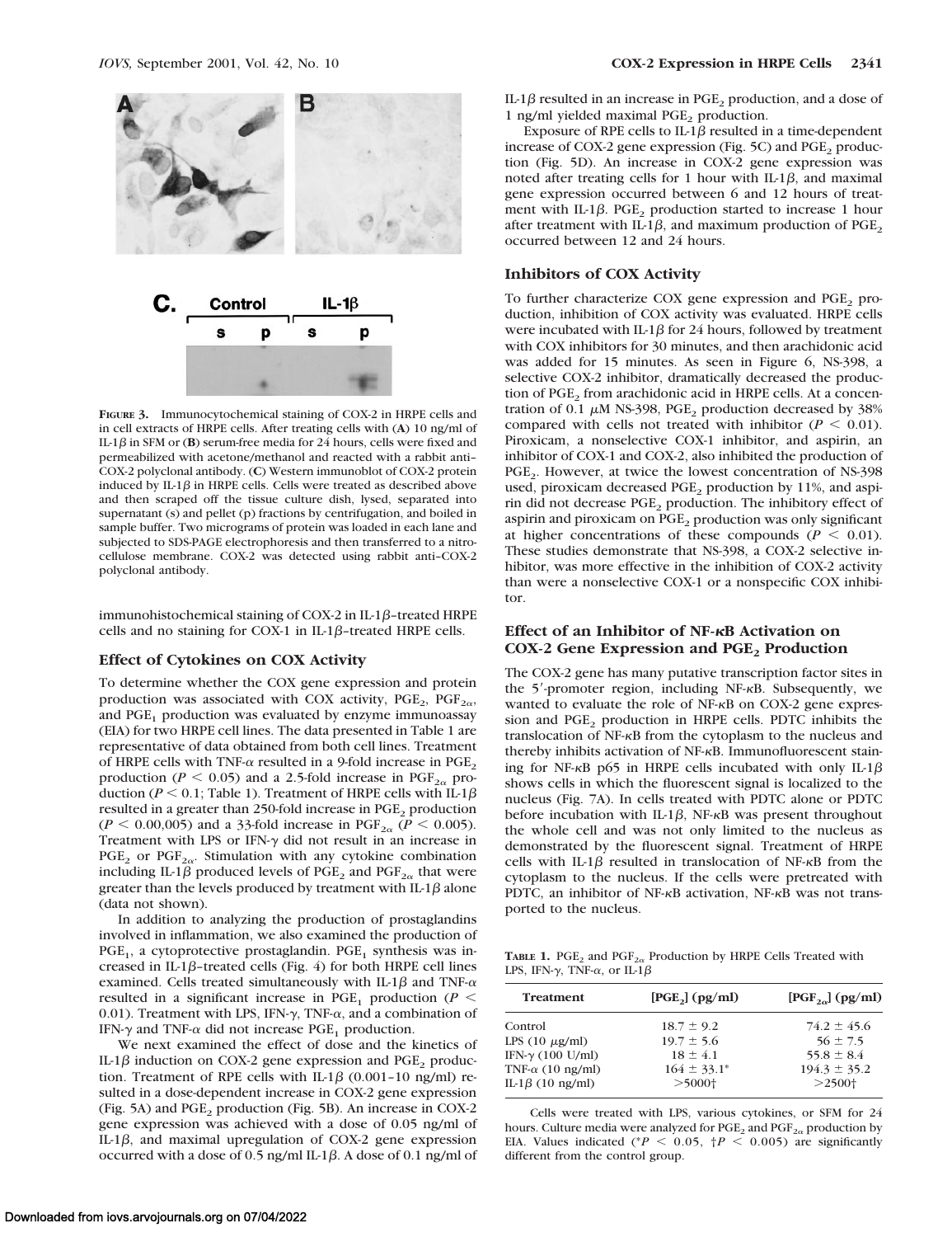FIGURE 3. Immunocytochemical staining of COX-2 in HRPE cells and in cell extracts of HRPE cells. After treating cells with (A) 10 ng/ml of IL-1β in SFM or (B) serum-free media for 24 hours, cells were fixed and permeabilized with acetone/methanol and reacted with a rabbit anti–COX-2 polyclonal antibody. (C) Western immunoblot of COX-2 protein induced by IL-1β in HRPE cells. Cells were treated as described above and then scraped off the tissue culture dish, lysed, separated into supernatant (s) and pellet (p) fractions by centrifugation, and boiled in sample buffer. Two micrograms of protein was loaded in each lane and subjected to SDS-PAGE electrophoresis and then transferred to a nitrocellulose membrane. COX-2 was detected using rabbit anti–COX-2 polyclonal antibody.

immunohistochemical staining of COX-2 in IL-1β–treated HRPE cells and no staining for COX-1 in IL-1β–treated HRPE cells.

### Effect of Cytokines on COX Activity

To determine whether the COX gene expression and protein production was associated with COX activity, $PGE_2$, $PGF_{2\alpha}$, and $PGE_1$ production was evaluated by enzyme immunoassay (EIA) for two HRPE cell lines. The data presented in Table 1 are representative of data obtained from both cell lines. Treatment of HRPE cells with TNF-α resulted in a 9-fold increase in $PGE_2$ production ($P < 0.05$) and a 2.5-fold increase in $PGF_{2\alpha}$ production ($P < 0.1$; Table 1). Treatment of HRPE cells with IL-1β resulted in a greater than 250-fold increase in $PGE_2$ production ($P < 0.00,005$) and a 33-fold increase in $PGF_{2\alpha}$ ($P < 0.005$). Treatment with LPS or IFN-γ did not result in an increase in $PGE_2$ or $PGF_{2\alpha}$. Stimulation with any cytokine combination including IL-1β produced levels of $PGE_2$ and $PGF_{2\alpha}$ that were greater than the levels produced by treatment with IL-1β alone (data not shown).

In addition to analyzing the production of prostaglandins involved in inflammation, we also examined the production of $PGE_1$, a cytoprotective prostaglandin. $PGE_1$ synthesis was increased in IL-1β–treated cells (Fig. 4) for both HRPE cell lines examined. Cells treated simultaneously with IL-1β and TNF-α resulted in a significant increase in $PGE_1$ production ($P < 0.01$). Treatment with LPS, IFN-γ, TNF-α, and a combination of IFN-γ and TNF-α did not increase $PGE_1$ production.

We next examined the effect of dose and the kinetics of IL-1β induction on COX-2 gene expression and $PGE_2$ production. Treatment of RPE cells with IL-1β (0.001–10 ng/ml) resulted in a dose-dependent increase in COX-2 gene expression (Fig. 5A) and $PGE_2$ production (Fig. 5B). An increase in COX-2 gene expression was achieved with a dose of 0.05 ng/ml of IL-1β, and maximal upregulation of COX-2 gene expression occurred with a dose of 0.5 ng/ml IL-1β. A dose of 0.1 ng/ml of IL-1β resulted in an increase in $PGE_2$ production, and a dose of 1 ng/ml yielded maximal $PGE_2$ production.

Exposure of RPE cells to IL-1β resulted in a time-dependent increase of COX-2 gene expression (Fig. 5C) and $PGE_2$ production (Fig. 5D). An increase in COX-2 gene expression was noted after treating cells for 1 hour with IL-1β, and maximal gene expression occurred between 6 and 12 hours of treatment with IL-1β. $PGE_2$ production started to increase 1 hour after treatment with IL-1β, and maximum production of $PGE_2$ occurred between 12 and 24 hours.

### Inhibitors of COX Activity

To further characterize COX gene expression and $PGE_2$ production, inhibition of COX activity was evaluated. HRPE cells were incubated with IL-1β for 24 hours, followed by treatment with COX inhibitors for 30 minutes, and then arachidonic acid was added for 15 minutes. As seen in Figure 6, NS-398, a selective COX-2 inhibitor, dramatically decreased the production of $PGE_2$ from arachidonic acid in HRPE cells. At a concentration of 0.1 μM NS-398, $PGE_2$ production decreased by 38% compared with cells not treated with inhibitor ($P < 0.01$). Piroxicam, a nonselective COX-1 inhibitor, and aspirin, an inhibitor of COX-1 and COX-2, also inhibited the production of $PGE_2$. However, at twice the lowest concentration of NS-398 used, piroxicam decreased $PGE_2$ production by 11%, and aspirin did not decrease $PGE_2$ production. The inhibitory effect of aspirin and piroxicam on $PGE_2$ production was only significant at higher concentrations of these compounds ($P < 0.01$). These studies demonstrate that NS-398, a COX-2 selective inhibitor, was more effective in the inhibition of COX-2 activity than were a nonselective COX-1 or a nonspecific COX inhibitor.

### Effect of an Inhibitor of NF-κB Activation on COX-2 Gene Expression and $PGE_2$ Production

The COX-2 gene has many putative transcription factor sites in the 5′-promoter region, including NF-κB. Subsequently, we wanted to evaluate the role of NF-κB on COX-2 gene expression and $PGE_2$ production in HRPE cells. PDTC inhibits the translocation of NF-κB from the cytoplasm to the nucleus and thereby inhibits activation of NF-κB. Immunofluorescent staining for NF-κB p65 in HRPE cells incubated with only IL-1β shows cells in which the fluorescent signal is localized to the nucleus (Fig. 7A). In cells treated with PDTC alone or PDTC before incubation with IL-1β, NF-κB was present throughout the whole cell and was not only limited to the nucleus as demonstrated by the fluorescent signal. Treatment of HRPE cells with IL-1β resulted in translocation of NF-κB from the cytoplasm to the nucleus. If the cells were pretreated with PDTC, an inhibitor of NF-κB activation, NF-κB was not transported to the nucleus.

**TABLE 1.** $PGE_2$ and $PGF_{2\alpha}$ Production by HRPE Cells Treated with LPS, IFN-γ, TNF-α, or IL-1β

| Treatment | $[PGE_2]$ (pg/ml) | $[PGF_{2\alpha}]$ (pg/ml) |
|---|---|---|
| Control | 18.7 ± 9.2 | 74.2 ± 45.6 |
| LPS (10 μg/ml) | 19.7 ± 5.6 | 56 ± 7.5 |
| IFN-γ (100 U/ml) | 18 ± 4.1 | 55.8 ± 8.4 |
| TNF-α (10 ng/ml) | 164 ± 33.1* | 194.3 ± 35.2 |
| IL-1β (10 ng/ml) | >5000† | >2500† |

Cells were treated with LPS, various cytokines, or SFM for 24 hours. Culture media were analyzed for $PGE_2$ and $PGF_{2\alpha}$ production by EIA. Values indicated (*$P < 0.05$, †$P < 0.005$) are significantly different from the control group.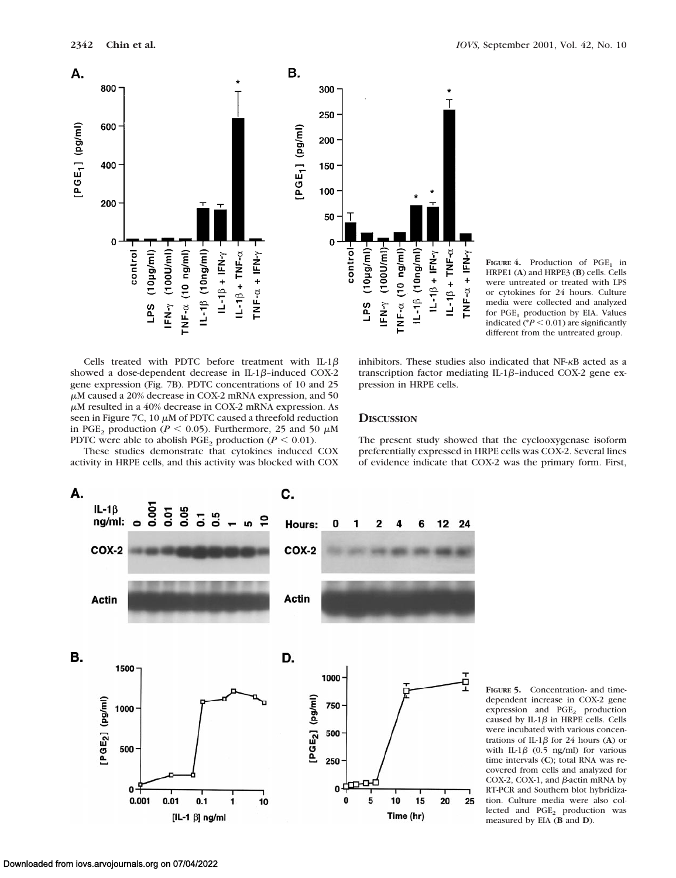A.

[PGE$_1$] (pg/ml)

800

600

400

200

0

control

LPS (10μg/ml)

IFN-γ (100U/ml)

TNF-α (10 ng/ml)

IL-1β (10ng/ml)

IL-1β + IFN-γ

IL-1β + TNF-α

TNF-α + IFN-γ

B.

[PGE$_1$] (pg/ml)

300

250

200

150

100

50

0

control

LPS (10μg/ml)

IFN-γ (100U/ml)

TNF-α (10 ng/ml)

IL-1β (10ng/ml)

IL-1β + IFN-γ

IL-1β + TNF-α

TNF-α + IFN-γ

**FIGURE 4.** Production of $PGE_1$ in HRPE1 (**A**) and HRPE3 (**B**) cells. Cells were untreated or treated with LPS or cytokines for 24 hours. Culture media were collected and analyzed for $PGE_1$ production by EIA. Values indicated (*$P < 0.01$) are significantly different from the untreated group.

Cells treated with PDTC before treatment with IL-1β showed a dose-dependent decrease in IL-1β–induced COX-2 gene expression (Fig. 7B). PDTC concentrations of 10 and 25 μM caused a 20% decrease in COX-2 mRNA expression, and 50 μM resulted in a 40% decrease in COX-2 mRNA expression. As seen in Figure 7C, 10 μM of PDTC caused a threefold reduction in $PGE_2$ production ($P < 0.05$). Furthermore, 25 and 50 μM PDTC were able to abolish $PGE_2$ production ($P < 0.01$).

These studies demonstrate that cytokines induced COX activity in HRPE cells, and this activity was blocked with COX inhibitors. These studies also indicated that NF-κB acted as a transcription factor mediating IL-1β–induced COX-2 gene expression in HRPE cells.

## DISCUSSION

The present study showed that the cyclooxygenase isoform preferentially expressed in HRPE cells was COX-2. Several lines of evidence indicate that COX-2 was the primary form. First,

A.

IL-1β ng/ml: 0 0.001 0.01 0.05 0.1 0.5 1 5 10

COX-2

Actin

C.

Hours: 0 1 2 4 6 12 24

COX-2

Actin

B.

[PGE$_2$] (pg/ml)

1500

1000

500

0

0.001 0.01 0.1 1 10

[IL-1 β] ng/ml

D.

[PGE$_2$] (pg/ml)

1000

750

500

250

0

0 5 10 15 20 25

Time (hr)

**FIGURE 5.** Concentration- and time-dependent increase in COX-2 gene expression and $PGE_2$ production caused by IL-1β in HRPE cells. Cells were incubated with various concentrations of IL-1β for 24 hours (**A**) or with IL-1β (0.5 ng/ml) for various time intervals (**C**); total RNA was recovered from cells and analyzed for COX-2, COX-1, and β-actin mRNA by RT-PCR and Southern blot hybridization. Culture media were also collected and $PGE_2$ production was measured by EIA (**B** and **D**).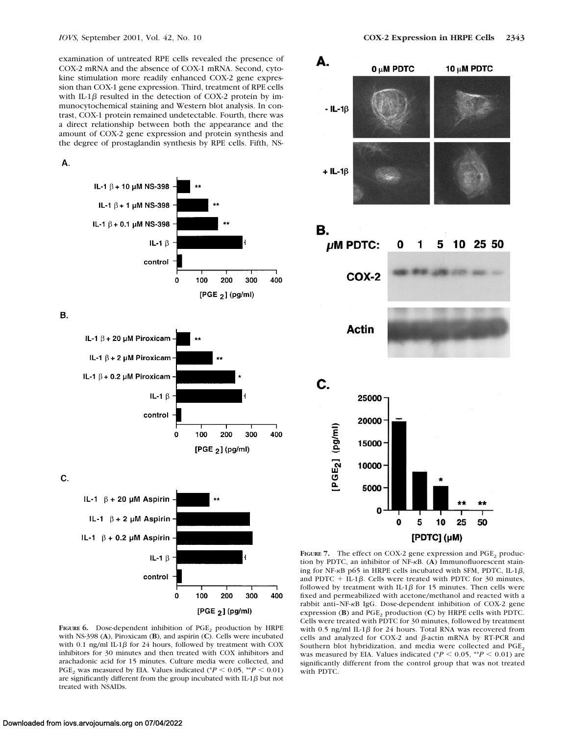examination of untreated RPE cells revealed the presence of COX-2 mRNA and the absence of COX-1 mRNA. Second, cytokine stimulation more readily enhanced COX-2 gene expression than COX-1 gene expression. Third, treatment of RPE cells with IL-1$\beta$ resulted in the detection of COX-2 protein by immunocytochemical staining and Western blot analysis. In contrast, COX-1 protein remained undetectable. Fourth, there was a direct relationship between both the appearance and the amount of COX-2 gene expression and protein synthesis and the degree of prostaglandin synthesis by RPE cells. Fifth, NS-

A.

IL-1 β + 10 μM NS-398 **
IL-1 β + 1 μM NS-398 **
IL-1 β + 0.1 μM NS-398 **
IL-1 β
control
0 100 200 300 400
[PGE 2] (pg/ml)

B.

IL-1 β + 20 μM Piroxicam **
IL-1 β + 2 μM Piroxicam **
IL-1 β + 0.2 μM Piroxicam *
IL-1 β
control
0 100 200 300 400
[PGE 2] (pg/ml)

C.

IL-1 β + 20 μM Aspirin **
IL-1 β + 2 μM Aspirin
IL-1 β + 0.2 μM Aspirin
IL-1 β
control
0 100 200 300 400
[PGE 2] (pg/ml)

**Figure 6.** Dose-dependent inhibition of $PGE_2$ production by HRPE with NS-398 (**A**), Piroxicam (**B**), and aspirin (**C**). Cells were incubated with 0.1 ng/ml IL-1$\beta$ for 24 hours, followed by treatment with COX inhibitors for 30 minutes and then treated with COX inhibitors and arachadonic acid for 15 minutes. Culture media were collected, and $PGE_2$ was measured by EIA. Values indicated ($^*P < 0.05$, $^{**}P < 0.01$) are significantly different from the group incubated with IL-1$\beta$ but not treated with NSAIDs.

A.

0 μM PDTC
10 μM PDTC
- IL-1β
+ IL-1β

B.

μM PDTC: 0 1 5 10 25 50
COX-2
Actin

C.

[PGE2] (pg/ml)
25000
20000
15000
10000
5000
0
*
** **
0 5 10 25 50
[PDTC] (μM)

**Figure 7.** The effect on COX-2 gene expression and $PGE_2$ production by PDTC, an inhibitor of NF-$\kappa$B. (**A**) Immunofluorescent staining for NF-$\kappa$B p65 in HRPE cells incubated with SFM, PDTC, IL-1$\beta$, and PDTC + IL-1$\beta$. Cells were treated with PDTC for 30 minutes, followed by treatment with IL-1$\beta$ for 15 minutes. Then cells were fixed and permeabilized with acetone/methanol and reacted with a rabbit anti–NF-$\kappa$B IgG. Dose-dependent inhibition of COX-2 gene expression (**B**) and $PGE_2$ production (**C**) by HRPE cells with PDTC. Cells were treated with PDTC for 30 minutes, followed by treatment with 0.5 ng/ml IL-1$\beta$ for 24 hours. Total RNA was recovered from cells and analyzed for COX-2 and $\beta$-actin mRNA by RT-PCR and Southern blot hybridization, and media were collected and $PGE_2$ was measured by EIA. Values indicated ($^*P < 0.05$, $^{**}P < 0.01$) are significantly different from the control group that was not treated with PDTC.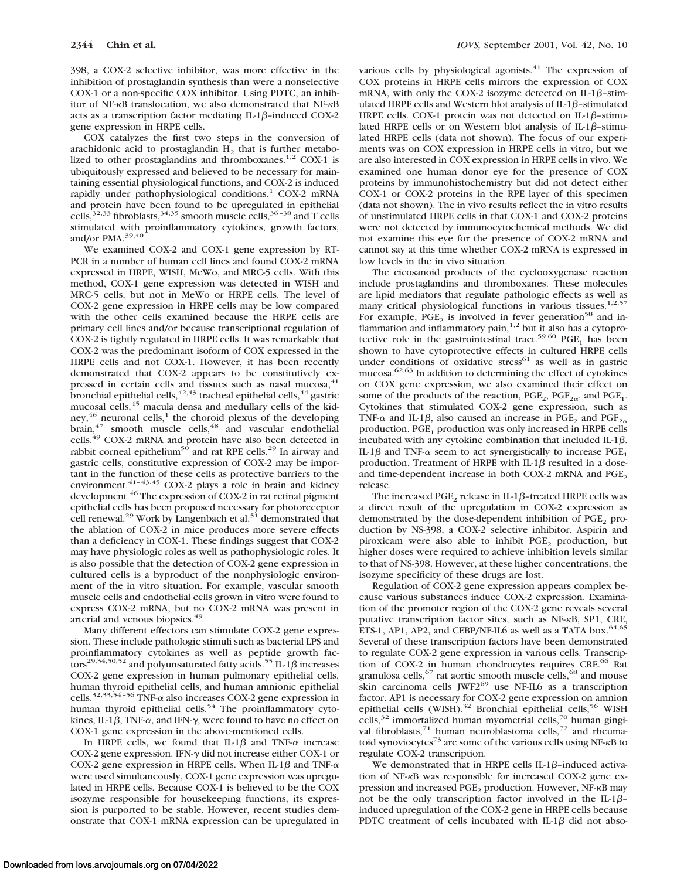398, a COX-2 selective inhibitor, was more effective in the inhibition of prostaglandin synthesis than were a nonselective COX-1 or a non-specific COX inhibitor. Using PDTC, an inhibitor of NF-κB translocation, we also demonstrated that NF-κB acts as a transcription factor mediating IL-1β–induced COX-2 gene expression in HRPE cells.

COX catalyzes the first two steps in the conversion of arachidonic acid to prostaglandin $H_2$ that is further metabolized to other prostaglandins and thromboxanes.[1,2] COX-1 is ubiquitously expressed and believed to be necessary for maintaining essential physiological functions, and COX-2 is induced rapidly under pathophysiological conditions.[1] COX-2 mRNA and protein have been found to be upregulated in epithelial cells,[32,33] fibroblasts,[34,35] smooth muscle cells,[36–38] and T cells stimulated with proinflammatory cytokines, growth factors, and/or PMA.[39,40]

We examined COX-2 and COX-1 gene expression by RT-PCR in a number of human cell lines and found COX-2 mRNA expressed in HRPE, WISH, MeWo, and MRC-5 cells. With this method, COX-1 gene expression was detected in WISH and MRC-5 cells, but not in MeWo or HRPE cells. The level of COX-2 gene expression in HRPE cells may be low compared with the other cells examined because the HRPE cells are primary cell lines and/or because transcriptional regulation of COX-2 is tightly regulated in HRPE cells. It was remarkable that COX-2 was the predominant isoform of COX expressed in the HRPE cells and not COX-1. However, it has been recently demonstrated that COX-2 appears to be constitutively expressed in certain cells and tissues such as nasal mucosa,[41] bronchial epithelial cells,[42,43] tracheal epithelial cells,[44] gastric mucosal cells,[45] macula densa and medullary cells of the kidney,[46] neuronal cells,[1] the choroid plexus of the developing brain,[47] smooth muscle cells,[48] and vascular endothelial cells.[49] COX-2 mRNA and protein have also been detected in rabbit corneal epithelium[50] and rat RPE cells.[29] In airway and gastric cells, constitutive expression of COX-2 may be important in the function of these cells as protective barriers to the environment.[41–43,45] COX-2 plays a role in brain and kidney development.[46] The expression of COX-2 in rat retinal pigment epithelial cells has been proposed necessary for photoreceptor cell renewal.[29] Work by Langenbach et al.[51] demonstrated that the ablation of COX-2 in mice produces more severe effects than a deficiency in COX-1. These findings suggest that COX-2 may have physiologic roles as well as pathophysiologic roles. It is also possible that the detection of COX-2 gene expression in cultured cells is a byproduct of the nonphysiologic environment of the in vitro situation. For example, vascular smooth muscle cells and endothelial cells grown in vitro were found to express COX-2 mRNA, but no COX-2 mRNA was present in arterial and venous biopsies.[49]

Many different effectors can stimulate COX-2 gene expression. These include pathologic stimuli such as bacterial LPS and proinflammatory cytokines as well as peptide growth factors[29,34,50,52] and polyunsaturated fatty acids.[53] IL-1β increases COX-2 gene expression in human pulmonary epithelial cells, human thyroid epithelial cells, and human amnionic epithelial cells.[32,33,54–56] TNF-α also increases COX-2 gene expression in human thyroid epithelial cells.[54] The proinflammatory cytokines, IL-1β, TNF-α, and IFN-γ, were found to have no effect on COX-1 gene expression in the above-mentioned cells.

In HRPE cells, we found that IL-1β and TNF-α increase COX-2 gene expression. IFN-γ did not increase either COX-1 or COX-2 gene expression in HRPE cells. When IL-1β and TNF-α were used simultaneously, COX-1 gene expression was upregulated in HRPE cells. Because COX-1 is believed to be the COX isozyme responsible for housekeeping functions, its expression is purported to be stable. However, recent studies demonstrate that COX-1 mRNA expression can be upregulated in various cells by physiological agonists.[41] The expression of COX proteins in HRPE cells mirrors the expression of COX mRNA, with only the COX-2 isozyme detected on IL-1β–stimulated HRPE cells and Western blot analysis of IL-1β–stimulated HRPE cells. COX-1 protein was not detected on IL-1β–stimulated HRPE cells or on Western blot analysis of IL-1β–stimulated HRPE cells (data not shown). The focus of our experiments was on COX expression in HRPE cells in vitro, but we are also interested in COX expression in HRPE cells in vivo. We examined one human donor eye for the presence of COX proteins by immunohistochemistry but did not detect either COX-1 or COX-2 proteins in the RPE layer of this specimen (data not shown). The in vivo results reflect the in vitro results of unstimulated HRPE cells in that COX-1 and COX-2 proteins were not detected by immunocytochemical methods. We did not examine this eye for the presence of COX-2 mRNA and cannot say at this time whether COX-2 mRNA is expressed in low levels in the in the in vivo situation.

The eicosanoid products of the cyclooxygenase reaction include prostaglandins and thromboxanes. These molecules are lipid mediators that regulate pathologic effects as well as many critical physiological functions in various tissues.[1,2,57] For example, $PGE_2$ is involved in fever generation[58] and inflammation and inflammatory pain,[1,2] but it also has a cytoprotective role in the gastrointestinal tract.[59,60] $PGE_1$ has been shown to have cytoprotective effects in cultured HRPE cells under conditions of oxidative stress[61] as well as in gastric mucosa.[62,63] In addition to determining the effect of cytokines on COX gene expression, we also examined their effect on some of the products of the reaction, $PGE_2$, $PGF_{2\alpha}$, and $PGE_1$. Cytokines that stimulated COX-2 gene expression, such as TNF-α and IL-1β, also caused an increase in $PGE_2$ and $PGF_{2\alpha}$ production. $PGE_1$ production was only increased in HRPE cells incubated with any cytokine combination that included IL-1β. IL-1β and TNF-α seem to act synergistically to increase $PGE_1$ production. Treatment of HRPE with IL-1β resulted in a dose- and time-dependent increase in both COX-2 mRNA and $PGE_2$ release.

The increased $PGE_2$ release in IL-1β–treated HRPE cells was a direct result of the upregulation in COX-2 expression as demonstrated by the dose-dependent inhibition of $PGE_2$ production by NS-398, a COX-2 selective inhibitor. Aspirin and piroxicam were also able to inhibit $PGE_2$ production, but higher doses were required to achieve inhibition levels similar to that of NS-398. However, at these higher concentrations, the isozyme specificity of these drugs are lost.

Regulation of COX-2 gene expression appears complex because various substances induce COX-2 expression. Examination of the promoter region of the COX-2 gene reveals several putative transcription factor sites, such as NF-κB, SP1, CRE, ETS-1, AP1, AP2, and CEBP/NF-IL6 as well as a TATA box.[64,65] Several of these transcription factors have been demonstrated to regulate COX-2 gene expression in various cells. Transcription of COX-2 in human chondrocytes requires CRE.[66] Rat granulosa cells,[67] rat aortic smooth muscle cells,[68] and mouse skin carcinoma cells JWF2[69] use NF-IL6 as a transcription factor. AP1 is necessary for COX-2 gene expression on amnion epithelial cells (WISH).[32] Bronchial epithelial cells,[56] WISH cells,[32] immortalized human myometrial cells,[70] human gingival fibroblasts,[71] human neuroblastoma cells,[72] and rheumatoid synoviocytes[73] are some of the various cells using NF-κB to regulate COX-2 transcription.

We demonstrated that in HRPE cells IL-1β–induced activation of NF-κB was responsible for increased COX-2 gene expression and increased $PGE_2$ production. However, NF-κB may not be the only transcription factor involved in the IL-1β–induced upregulation of the COX-2 gene in HRPE cells because PDTC treatment of cells incubated with IL-1β did not abso-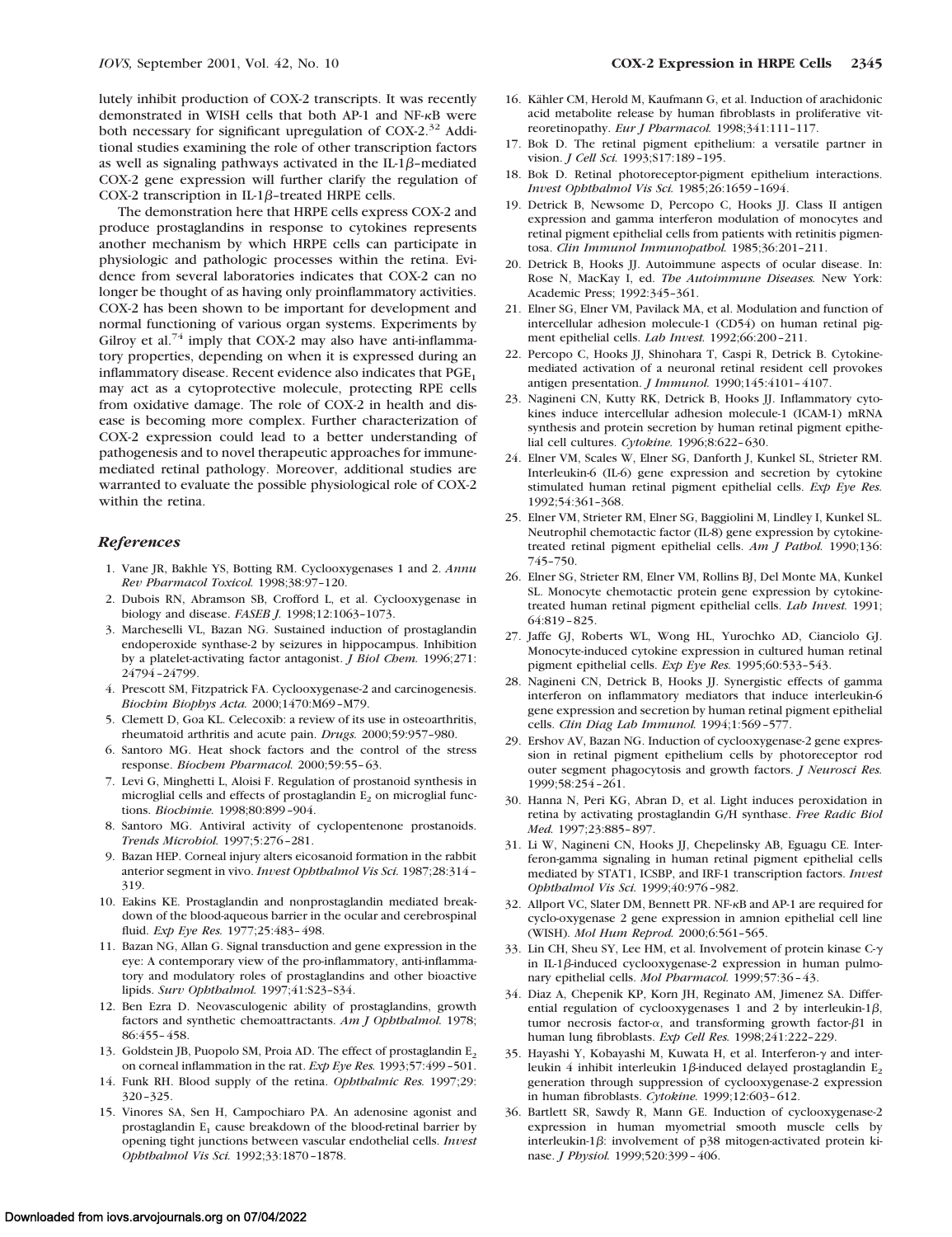lutely inhibit production of COX-2 transcripts. It was recently demonstrated in WISH cells that both AP-1 and NF-κB were both necessary for significant upregulation of COX-2.[32] Additional studies examining the role of other transcription factors as well as signaling pathways activated in the IL-1β–mediated COX-2 gene expression will further clarify the regulation of COX-2 transcription in IL-1β–treated HRPE cells.

The demonstration here that HRPE cells express COX-2 and produce prostaglandins in response to cytokines represents another mechanism by which HRPE cells can participate in physiologic and pathologic processes within the retina. Evidence from several laboratories indicates that COX-2 can no longer be thought of as having only proinflammatory activities. COX-2 has been shown to be important for development and normal functioning of various organ systems. Experiments by Gilroy et al.[74] imply that COX-2 may also have anti-inflammatory properties, depending on when it is expressed during an inflammatory disease. Recent evidence also indicates that $PGE_1$ may act as a cytoprotective molecule, protecting RPE cells from oxidative damage. The role of COX-2 in health and disease is becoming more complex. Further characterization of COX-2 expression could lead to a better understanding of pathogenesis and to novel therapeutic approaches for immune-mediated retinal pathology. Moreover, additional studies are warranted to evaluate the possible physiological role of COX-2 within the retina.

## References

1. Vane JR, Bakhle YS, Botting RM. Cyclooxygenases 1 and 2. *Annu Rev Pharmacol Toxicol.* 1998;38:97–120.
2. Dubois RN, Abramson SB, Crofford L, et al. Cyclooxygenase in biology and disease. *FASEB J.* 1998;12:1063–1073.
3. Marcheselli VL, Bazan NG. Sustained induction of prostaglandin endoperoxide synthase-2 by seizures in hippocampus. Inhibition by a platelet-activating factor antagonist. *J Biol Chem.* 1996;271:24794–24799.
4. Prescott SM, Fitzpatrick FA. Cyclooxygenase-2 and carcinogenesis. *Biochim Biophys Acta.* 2000;1470:M69–M79.
5. Clemett D, Goa KL. Celecoxib: a review of its use in osteoarthritis, rheumatoid arthritis and acute pain. *Drugs.* 2000;59:957–980.
6. Santoro MG. Heat shock factors and the control of the stress response. *Biochem Pharmacol.* 2000;59:55–63.
7. Levi G, Minghetti L, Aloisi F. Regulation of prostanoid synthesis in microglial cells and effects of prostaglandin $E_2$ on microglial functions. *Biochimie.* 1998;80:899–904.
8. Santoro MG. Antiviral activity of cyclopentenone prostanoids. *Trends Microbiol.* 1997;5:276–281.
9. Bazan HEP. Corneal injury alters eicosanoid formation in the rabbit anterior segment in vivo. *Invest Ophthalmol Vis Sci.* 1987;28:314–319.
10. Eakins KE. Prostaglandin and nonprostaglandin mediated breakdown of the blood-aqueous barrier in the ocular and cerebrospinal fluid. *Exp Eye Res.* 1977;25:483–498.
11. Bazan NG, Allan G. Signal transduction and gene expression in the eye: A contemporary view of the pro-inflammatory, anti-inflammatory and modulatory roles of prostaglandins and other bioactive lipids. *Surv Ophthalmol.* 1997;41:S23–S34.
12. Ben Ezra D. Neovasculogenic ability of prostaglandins, growth factors and synthetic chemoattractants. *Am J Ophthalmol.* 1978;86:455–458.
13. Goldstein JB, Puopolo SM, Proia AD. The effect of prostaglandin $E_2$ on corneal inflammation in the rat. *Exp Eye Res.* 1993;57:499–501.
14. Funk RH. Blood supply of the retina. *Ophthalmic Res.* 1997;29:320–325.
15. Vinores SA, Sen H, Campochiaro PA. An adenosine agonist and prostaglandin $E_1$ cause breakdown of the blood-retinal barrier by opening tight junctions between vascular endothelial cells. *Invest Ophthalmol Vis Sci.* 1992;33:1870–1878.
16. Kähler CM, Herold M, Kaufmann G, et al. Induction of arachidonic acid metabolite release by human fibroblasts in proliferative vitreoretinopathy. *Eur J Pharmacol.* 1998;341:111–117.
17. Bok D. The retinal pigment epithelium: a versatile partner in vision. *J Cell Sci.* 1993;S17:189–195.
18. Bok D. Retinal photoreceptor-pigment epithelium interactions. *Invest Ophthalmol Vis Sci.* 1985;26:1659–1694.
19. Detrick B, Newsome D, Percopo C, Hooks JJ. Class II antigen expression and gamma interferon modulation of monocytes and retinal pigment epithelial cells from patients with retinitis pigmentosa. *Clin Immunol Immunopathol.* 1985;36:201–211.
20. Detrick B, Hooks JJ. Autoimmune aspects of ocular disease. In: Rose N, MacKay I, ed. *The Autoimmune Diseases.* New York: Academic Press; 1992:345–361.
21. Elner SG, Elner VM, Pavilack MA, et al. Modulation and function of intercellular adhesion molecule-1 (CD54) on human retinal pigment epithelial cells. *Lab Invest.* 1992;66:200–211.
22. Percopo C, Hooks JJ, Shinohara T, Caspi R, Detrick B. Cytokine-mediated activation of a neuronal retinal resident cell provokes antigen presentation. *J Immunol.* 1990;145:4101–4107.
23. Nagineni CN, Kutty RK, Detrick B, Hooks JJ. Inflammatory cytokines induce intercellular adhesion molecule-1 (ICAM-1) mRNA synthesis and protein secretion by human retinal pigment epithelial cell cultures. *Cytokine.* 1996;8:622–630.
24. Elner VM, Scales W, Elner SG, Danforth J, Kunkel SL, Strieter RM. Interleukin-6 (IL-6) gene expression and secretion by cytokine stimulated human retinal pigment epithelial cells. *Exp Eye Res.* 1992;54:361–368.
25. Elner VM, Strieter RM, Elner SG, Baggiolini M, Lindley I, Kunkel SL. Neutrophil chemotactic factor (IL-8) gene expression by cytokine-treated retinal pigment epithelial cells. *Am J Pathol.* 1990;136:745–750.
26. Elner SG, Strieter RM, Elner VM, Rollins BJ, Del Monte MA, Kunkel SL. Monocyte chemotactic protein gene expression by cytokine-treated human retinal pigment epithelial cells. *Lab Invest.* 1991;64:819–825.
27. Jaffe GJ, Roberts WL, Wong HL, Yurochko AD, Cianciolo GJ. Monocyte-induced cytokine expression in cultured human retinal pigment epithelial cells. *Exp Eye Res.* 1995;60:533–543.
28. Nagineni CN, Detrick B, Hooks JJ. Synergistic effects of gamma interferon on inflammatory mediators that induce interleukin-6 gene expression and secretion by human retinal pigment epithelial cells. *Clin Diag Lab Immunol.* 1994;1:569–577.
29. Ershov AV, Bazan NG. Induction of cyclooxygenase-2 gene expression in retinal pigment epithelium cells by photoreceptor rod outer segment phagocytosis and growth factors. *J Neurosci Res.* 1999;58:254–261.
30. Hanna N, Peri KG, Abran D, et al. Light induces peroxidation in retina by activating prostaglandin G/H synthase. *Free Radic Biol Med.* 1997;23:885–897.
31. Li W, Nagineni CN, Hooks JJ, Chepelinsky AB, Eguagu CE. Interferon-gamma signaling in human retinal pigment epithelial cells mediated by STAT1, ICSBP, and IRF-1 transcription factors. *Invest Ophthalmol Vis Sci.* 1999;40:976–982.
32. Allport VC, Slater DM, Bennett PR. NF-κB and AP-1 are required for cyclo-oxygenase 2 gene expression in amnion epithelial cell line (WISH). *Mol Hum Reprod.* 2000;6:561–565.
33. Lin CH, Sheu SY, Lee HM, et al. Involvement of protein kinase C-γ in IL-1β-induced cyclooxygenase-2 expression in human pulmonary epithelial cells. *Mol Pharmacol.* 1999;57:36–43.
34. Diaz A, Chepenik KP, Korn JH, Reginato AM, Jimenez SA. Differential regulation of cyclooxygenases 1 and 2 by interleukin-1β, tumor necrosis factor-α, and transforming growth factor-β1 in human lung fibroblasts. *Exp Cell Res.* 1998;241:222–229.
35. Hayashi Y, Kobayashi M, Kuwata H, et al. Interferon-γ and interleukin 4 inhibit interleukin 1β-induced delayed prostaglandin $E_2$ generation through suppression of cyclooxygenase-2 expression in human fibroblasts. *Cytokine.* 1999;12:603–612.
36. Bartlett SR, Sawdy R, Mann GE. Induction of cyclooxygenase-2 expression in human myometrial smooth muscle cells by interleukin-1β: involvement of p38 mitogen-activated protein kinase. *J Physiol.* 1999;520:399–406.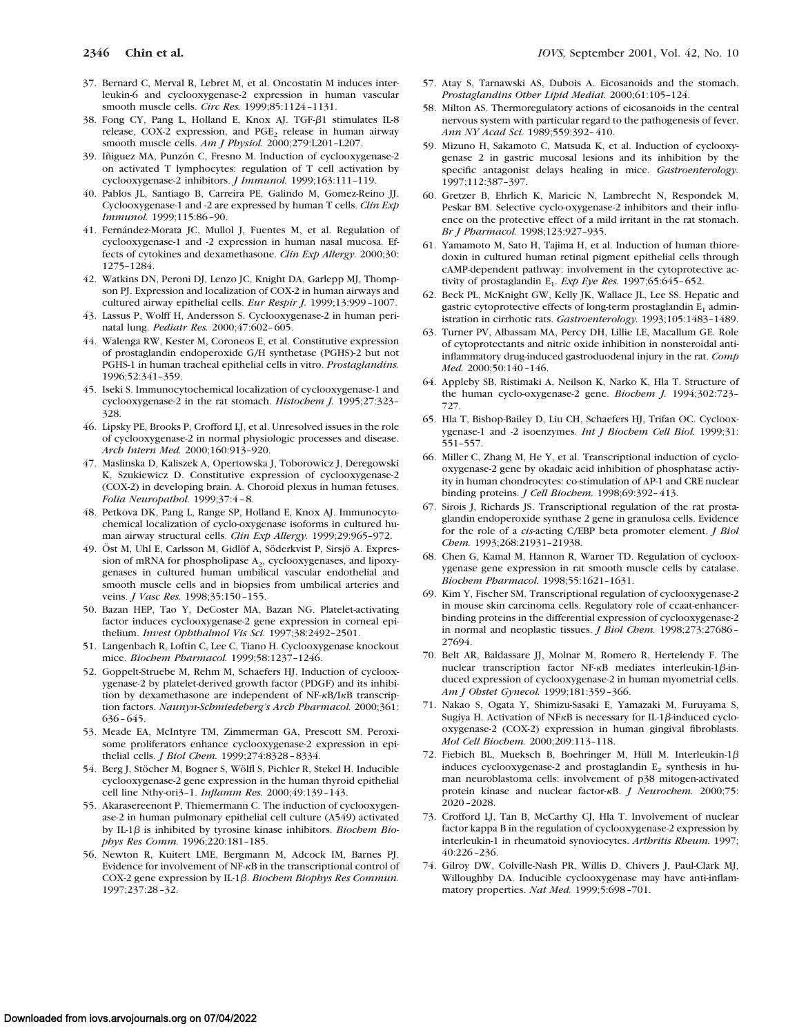37. Bernard C, Merval R, Lebret M, et al. Oncostatin M induces interleukin-6 and cyclooxygenase-2 expression in human vascular smooth muscle cells. *Circ Res.* 1999;85:1124–1131.
38. Fong CY, Pang L, Holland E, Knox AJ. TGF-$\beta$1 stimulates IL-8 release, COX-2 expression, and $PGE_2$ release in human airway smooth muscle cells. *Am J Physiol.* 2000;279:L201–L207.
39. Iñiguez MA, Punzón C, Fresno M. Induction of cyclooxygenase-2 on activated T lymphocytes: regulation of T cell activation by cyclooxygenase-2 inhibitors. *J Immunol.* 1999;163:111–119.
40. Pablos JL, Santiago B, Carreira PE, Galindo M, Gomez-Reino JJ. Cyclooxygenase-1 and -2 are expressed by human T cells. *Clin Exp Immunol.* 1999;115:86–90.
41. Fernández-Morata JC, Mullol J, Fuentes M, et al. Regulation of cyclooxygenase-1 and -2 expression in human nasal mucosa. Effects of cytokines and dexamethasone. *Clin Exp Allergy.* 2000;30:1275–1284.
42. Watkins DN, Peroni DJ, Lenzo JC, Knight DA, Garlepp MJ, Thompson PJ. Expression and localization of COX-2 in human airways and cultured airway epithelial cells. *Eur Respir J.* 1999;13:999–1007.
43. Lassus P, Wolff H, Andersson S. Cyclooxygenase-2 in human perinatal lung. *Pediatr Res.* 2000;47:602–605.
44. Walenga RW, Kester M, Coroneos E, et al. Constitutive expression of prostaglandin endoperoxide G/H synthetase (PGHS)-2 but not PGHS-1 in human tracheal epithelial cells in vitro. *Prostaglandins.* 1996;52:341–359.
45. Iseki S. Immunocytochemical localization of cyclooxygenase-1 and cyclooxygenase-2 in the rat stomach. *Histochem J.* 1995;27:323–328.
46. Lipsky PE, Brooks P, Crofford LJ, et al. Unresolved issues in the role of cyclooxygenase-2 in normal physiologic processes and disease. *Arch Intern Med.* 2000;160:913–920.
47. Maslinska D, Kaliszek A, Opertowska J, Toborowicz J, Deregowski K, Szukiewicz D. Constitutive expression of cyclooxygenase-2 (COX-2) in developing brain. A. Choroid plexus in human fetuses. *Folia Neuropathol.* 1999;37:4–8.
48. Petkova DK, Pang L, Range SP, Holland E, Knox AJ. Immunocytochemical localization of cyclo-oxygenase isoforms in cultured human airway structural cells. *Clin Exp Allergy.* 1999;29:965–972.
49. Öst M, Uhl E, Carlsson M, Gidlöf A, Söderkvist P, Sirsjö A. Expression of mRNA for phospholipase $A_2$, cyclooxygenases, and lipoxygenases in cultured human umbilical vascular endothelial and smooth muscle cells and in biopsies from umbilical arteries and veins. *J Vasc Res.* 1998;35:150–155.
50. Bazan HEP, Tao Y, DeCoster MA, Bazan NG. Platelet-activating factor induces cyclooxygenase-2 gene expression in corneal epithelium. *Invest Ophthalmol Vis Sci.* 1997;38:2492–2501.
51. Langenbach R, Loftin C, Lee C, Tiano H. Cyclooxygenase knockout mice. *Biochem Pharmacol.* 1999;58:1237–1246.
52. Goppelt-Struebe M, Rehm M, Schaefers HJ. Induction of cyclooxygenase-2 by platelet-derived growth factor (PDGF) and its inhibition by dexamethasone are independent of NF-$\kappa$B/I$\kappa$B transcription factors. *Naunyn-Schmiedeberg's Arch Pharmacol.* 2000;361:636–645.
53. Meade EA, McIntyre TM, Zimmerman GA, Prescott SM. Peroxisome proliferators enhance cyclooxygenase-2 expression in epithelial cells. *J Biol Chem.* 1999;274:8328–8334.
54. Berg J, Stöcher M, Bogner S, Wölfl S, Pichler R, Stekel H. Inducible cyclooxygenase-2 gene expression in the human thyroid epithelial cell line Nthy-ori3–1. *Inflamm Res.* 2000;49:139–143.
55. Akarasereenont P, Thiemermann C. The induction of cyclooxygenase-2 in human pulmonary epithelial cell culture (A549) activated by IL-1$\beta$ is inhibited by tyrosine kinase inhibitors. *Biochem Biophys Res Comm.* 1996;220:181–185.
56. Newton R, Kuitert LME, Bergmann M, Adcock IM, Barnes PJ. Evidence for involvement of NF-$\kappa$B in the transcriptional control of COX-2 gene expression by IL-1$\beta$. *Biochem Biophys Res Commun.* 1997;237:28–32.
57. Atay S, Tarnawski AS, Dubois A. Eicosanoids and the stomach. *Prostaglandins Other Lipid Mediat.* 2000;61:105–124.
58. Milton AS. Thermoregulatory actions of eicosanoids in the central nervous system with particular regard to the pathogenesis of fever. *Ann NY Acad Sci.* 1989;559:392–410.
59. Mizuno H, Sakamoto C, Matsuda K, et al. Induction of cyclooxygenase 2 in gastric mucosal lesions and its inhibition by the specific antagonist delays healing in mice. *Gastroenterology.* 1997;112:387–397.
60. Gretzer B, Ehrlich K, Maricic N, Lambrecht N, Respondek M, Peskar BM. Selective cyclo-oxygenase-2 inhibitors and their influence on the protective effect of a mild irritant in the rat stomach. *Br J Pharmacol.* 1998;123:927–935.
61. Yamamoto M, Sato H, Tajima H, et al. Induction of human thioredoxin in cultured human retinal pigment epithelial cells through cAMP-dependent pathway: involvement in the cytoprotective activity of prostaglandin $E_1$. *Exp Eye Res.* 1997;65:645–652.
62. Beck PL, McKnight GW, Kelly JK, Wallace JL, Lee SS. Hepatic and gastric cytoprotective effects of long-term prostaglandin $E_1$ administration in cirrhotic rats. *Gastroenterology.* 1993;105:1483–1489.
63. Turner PV, Albassam MA, Percy DH, Lillie LE, Macallum GE. Role of cytoprotectants and nitric oxide inhibition in nonsteroidal anti-inflammatory drug-induced gastroduodenal injury in the rat. *Comp Med.* 2000;50:140–146.
64. Appleby SB, Ristimaki A, Neilson K, Narko K, Hla T. Structure of the human cyclo-oxygenase-2 gene. *Biochem J.* 1994;302:723–727.
65. Hla T, Bishop-Bailey D, Liu CH, Schaefers HJ, Trifan OC. Cyclooxygenase-1 and -2 isoenzymes. *Int J Biochem Cell Biol.* 1999;31:551–557.
66. Miller C, Zhang M, He Y, et al. Transcriptional induction of cyclooxygenase-2 gene by okadaic acid inhibition of phosphatase activity in human chondrocytes: co-stimulation of AP-1 and CRE nuclear binding proteins. *J Cell Biochem.* 1998;69:392–413.
67. Sirois J, Richards JS. Transcriptional regulation of the rat prostaglandin endoperoxide synthase 2 gene in granulosa cells. Evidence for the role of a *cis*-acting C/EBP beta promoter element. *J Biol Chem.* 1993;268:21931–21938.
68. Chen G, Kamal M, Hannon R, Warner TD. Regulation of cyclooxygenase gene expression in rat smooth muscle cells by catalase. *Biochem Pharmacol.* 1998;55:1621–1631.
69. Kim Y, Fischer SM. Transcriptional regulation of cyclooxygenase-2 in mouse skin carcinoma cells. Regulatory role of ccaat-enhancer-binding proteins in the differential expression of cyclooxygenase-2 in normal and neoplastic tissues. *J Biol Chem.* 1998;273:27686–27694.
70. Belt AR, Baldassare JJ, Molnar M, Romero R, Hertelendy F. The nuclear transcription factor NF-$\kappa$B mediates interleukin-1$\beta$-induced expression of cyclooxygenase-2 in human myometrial cells. *Am J Obstet Gynecol.* 1999;181:359–366.
71. Nakao S, Ogata Y, Shimizu-Sasaki E, Yamazaki M, Furuyama S, Sugiya H. Activation of NF$\kappa$B is necessary for IL-1$\beta$-induced cyclooxygenase-2 (COX-2) expression in human gingival fibroblasts. *Mol Cell Biochem.* 2000;209:113–118.
72. Fiebich BL, Mueksch B, Boehringer M, Hüll M. Interleukin-1$\beta$ induces cyclooxygenase-2 and prostaglandin $E_2$ synthesis in human neuroblastoma cells: involvement of p38 mitogen-activated protein kinase and nuclear factor-$\kappa$B. *J Neurochem.* 2000;75:2020–2028.
73. Crofford LJ, Tan B, McCarthy CJ, Hla T. Involvement of nuclear factor kappa B in the regulation of cyclooxygenase-2 expression by interleukin-1 in rheumatoid synoviocytes. *Arthritis Rheum.* 1997;40:226–236.
74. Gilroy DW, Colville-Nash PR, Willis D, Chivers J, Paul-Clark MJ, Willoughby DA. Inducible cyclooxygenase may have anti-inflammatory properties. *Nat Med.* 1999;5:698–701.